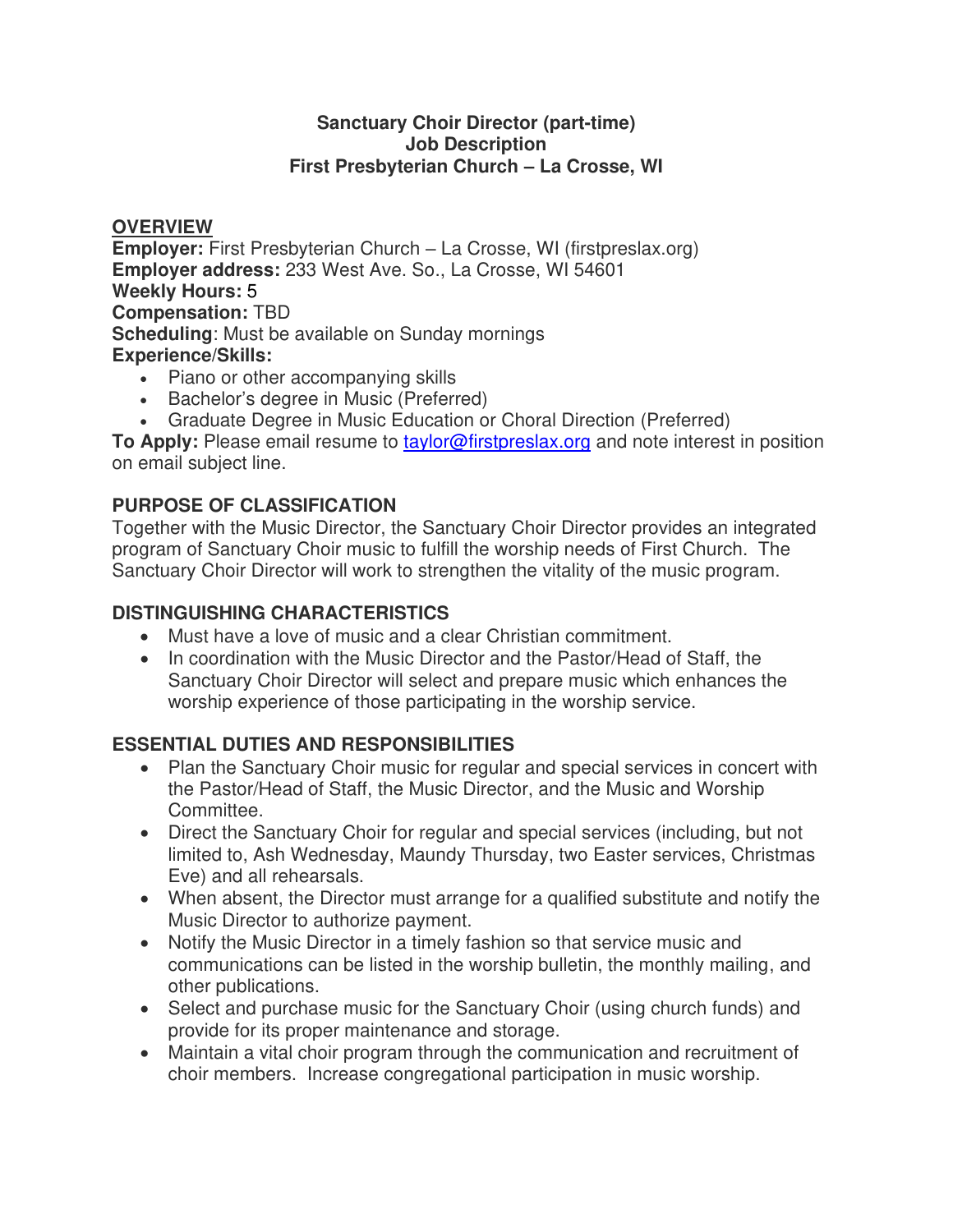# Sanctuary Choir Director (part-time)
# Job Description
# First Presbyterian Church – La Crosse, WI

## OVERVIEW

**Employer:** First Presbyterian Church – La Crosse, WI (firstpreslax.org)
**Employer address:** 233 West Ave. So., La Crosse, WI 54601
**Weekly Hours:** 5
**Compensation:** TBD
**Scheduling**: Must be available on Sunday mornings
**Experience/Skills:**

- Piano or other accompanying skills
- Bachelor's degree in Music (Preferred)
- Graduate Degree in Music Education or Choral Direction (Preferred)

**To Apply:** Please email resume to taylor@firstpreslax.org and note interest in position on email subject line.

## PURPOSE OF CLASSIFICATION

Together with the Music Director, the Sanctuary Choir Director provides an integrated program of Sanctuary Choir music to fulfill the worship needs of First Church. The Sanctuary Choir Director will work to strengthen the vitality of the music program.

## DISTINGUISHING CHARACTERISTICS

- Must have a love of music and a clear Christian commitment.
- In coordination with the Music Director and the Pastor/Head of Staff, the Sanctuary Choir Director will select and prepare music which enhances the worship experience of those participating in the worship service.

## ESSENTIAL DUTIES AND RESPONSIBILITIES

- Plan the Sanctuary Choir music for regular and special services in concert with the Pastor/Head of Staff, the Music Director, and the Music and Worship Committee.
- Direct the Sanctuary Choir for regular and special services (including, but not limited to, Ash Wednesday, Maundy Thursday, two Easter services, Christmas Eve) and all rehearsals.
- When absent, the Director must arrange for a qualified substitute and notify the Music Director to authorize payment.
- Notify the Music Director in a timely fashion so that service music and communications can be listed in the worship bulletin, the monthly mailing, and other publications.
- Select and purchase music for the Sanctuary Choir (using church funds) and provide for its proper maintenance and storage.
- Maintain a vital choir program through the communication and recruitment of choir members. Increase congregational participation in music worship.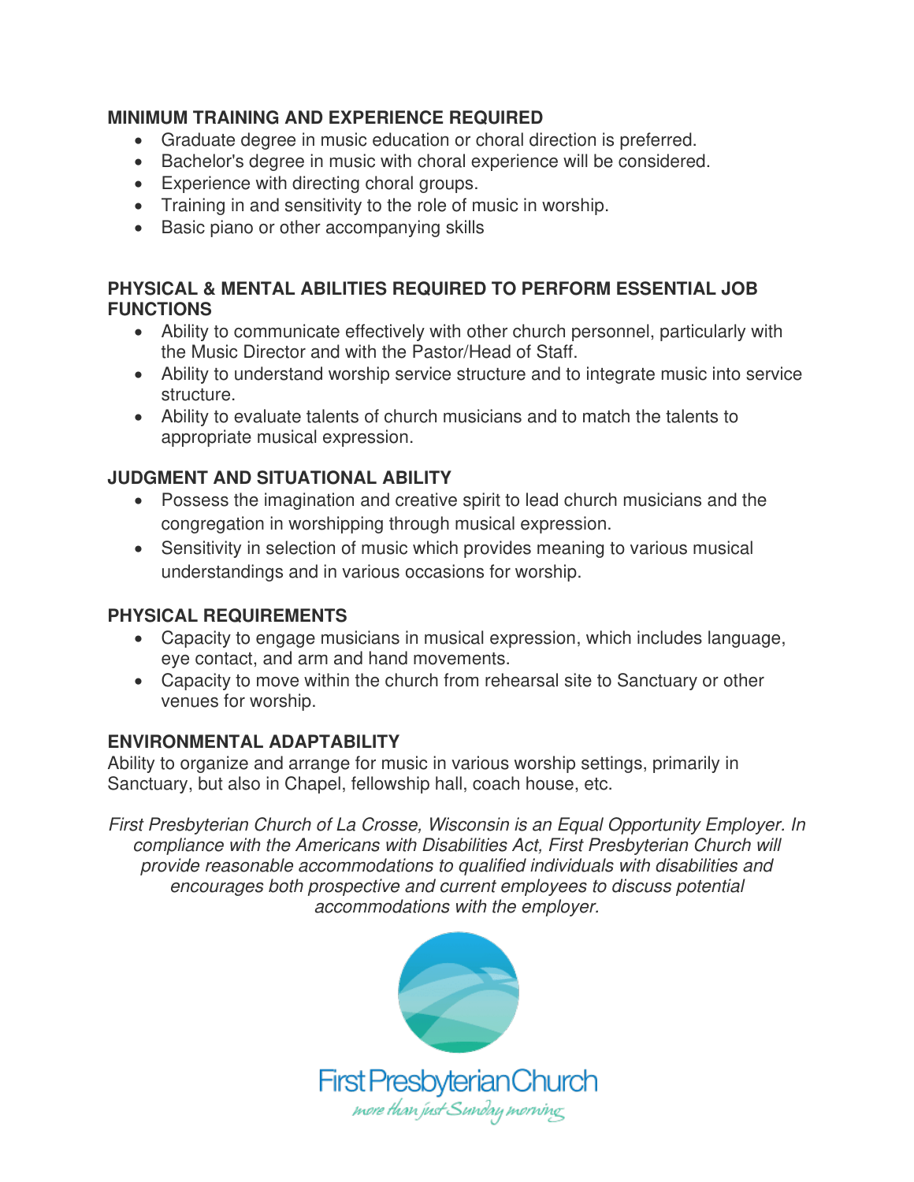**MINIMUM TRAINING AND EXPERIENCE REQUIRED**

- Graduate degree in music education or choral direction is preferred.
- Bachelor's degree in music with choral experience will be considered.
- Experience with directing choral groups.
- Training in and sensitivity to the role of music in worship.
- Basic piano or other accompanying skills

**PHYSICAL & MENTAL ABILITIES REQUIRED TO PERFORM ESSENTIAL JOB FUNCTIONS**

- Ability to communicate effectively with other church personnel, particularly with the Music Director and with the Pastor/Head of Staff.
- Ability to understand worship service structure and to integrate music into service structure.
- Ability to evaluate talents of church musicians and to match the talents to appropriate musical expression.

**JUDGMENT AND SITUATIONAL ABILITY**

- Possess the imagination and creative spirit to lead church musicians and the congregation in worshipping through musical expression.
- Sensitivity in selection of music which provides meaning to various musical understandings and in various occasions for worship.

**PHYSICAL REQUIREMENTS**

- Capacity to engage musicians in musical expression, which includes language, eye contact, and arm and hand movements.
- Capacity to move within the church from rehearsal site to Sanctuary or other venues for worship.

**ENVIRONMENTAL ADAPTABILITY**

Ability to organize and arrange for music in various worship settings, primarily in Sanctuary, but also in Chapel, fellowship hall, coach house, etc.

*First Presbyterian Church of La Crosse, Wisconsin is an Equal Opportunity Employer. In compliance with the Americans with Disabilities Act, First Presbyterian Church will provide reasonable accommodations to qualified individuals with disabilities and encourages both prospective and current employees to discuss potential accommodations with the employer.*

First Presbyterian Church

*more than just Sunday morning*